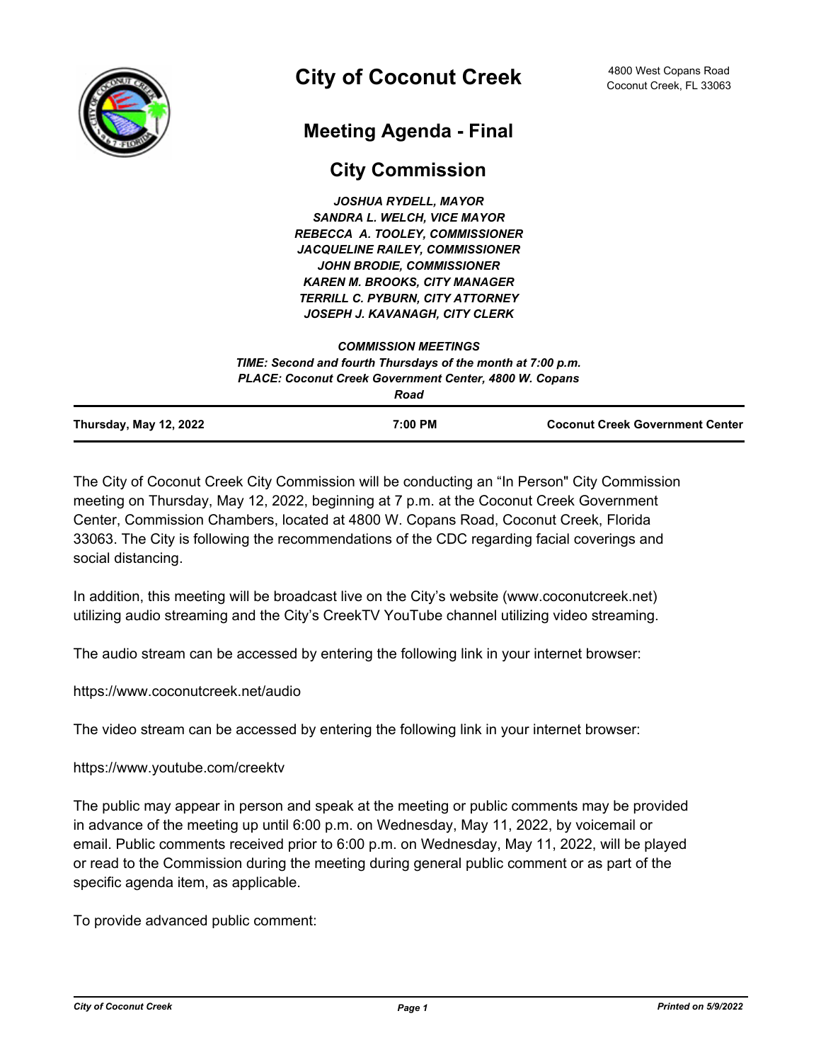# City of Coconut Creek

4800 West Copans Road
Coconut Creek, FL 33063

## Meeting Agenda - Final

## City Commission

***JOSHUA RYDELL, MAYOR***
***SANDRA L. WELCH, VICE MAYOR***
***REBECCA A. TOOLEY, COMMISSIONER***
***JACQUELINE RAILEY, COMMISSIONER***
***JOHN BRODIE, COMMISSIONER***
***KAREN M. BROOKS, CITY MANAGER***
***TERRILL C. PYBURN, CITY ATTORNEY***
***JOSEPH J. KAVANAGH, CITY CLERK***

***COMMISSION MEETINGS***
***TIME: Second and fourth Thursdays of the month at 7:00 p.m.***
***PLACE: Coconut Creek Government Center, 4800 W. Copans Road***

**Thursday, May 12, 2022** | **7:00 PM** | **Coconut Creek Government Center**

The City of Coconut Creek City Commission will be conducting an "In Person" City Commission meeting on Thursday, May 12, 2022, beginning at 7 p.m. at the Coconut Creek Government Center, Commission Chambers, located at 4800 W. Copans Road, Coconut Creek, Florida 33063. The City is following the recommendations of the CDC regarding facial coverings and social distancing.

In addition, this meeting will be broadcast live on the City's website (www.coconutcreek.net) utilizing audio streaming and the City's CreekTV YouTube channel utilizing video streaming.

The audio stream can be accessed by entering the following link in your internet browser:

https://www.coconutcreek.net/audio

The video stream can be accessed by entering the following link in your internet browser:

https://www.youtube.com/creektv

The public may appear in person and speak at the meeting or public comments may be provided in advance of the meeting up until 6:00 p.m. on Wednesday, May 11, 2022, by voicemail or email. Public comments received prior to 6:00 p.m. on Wednesday, May 11, 2022, will be played or read to the Commission during the meeting during general public comment or as part of the specific agenda item, as applicable.

To provide advanced public comment: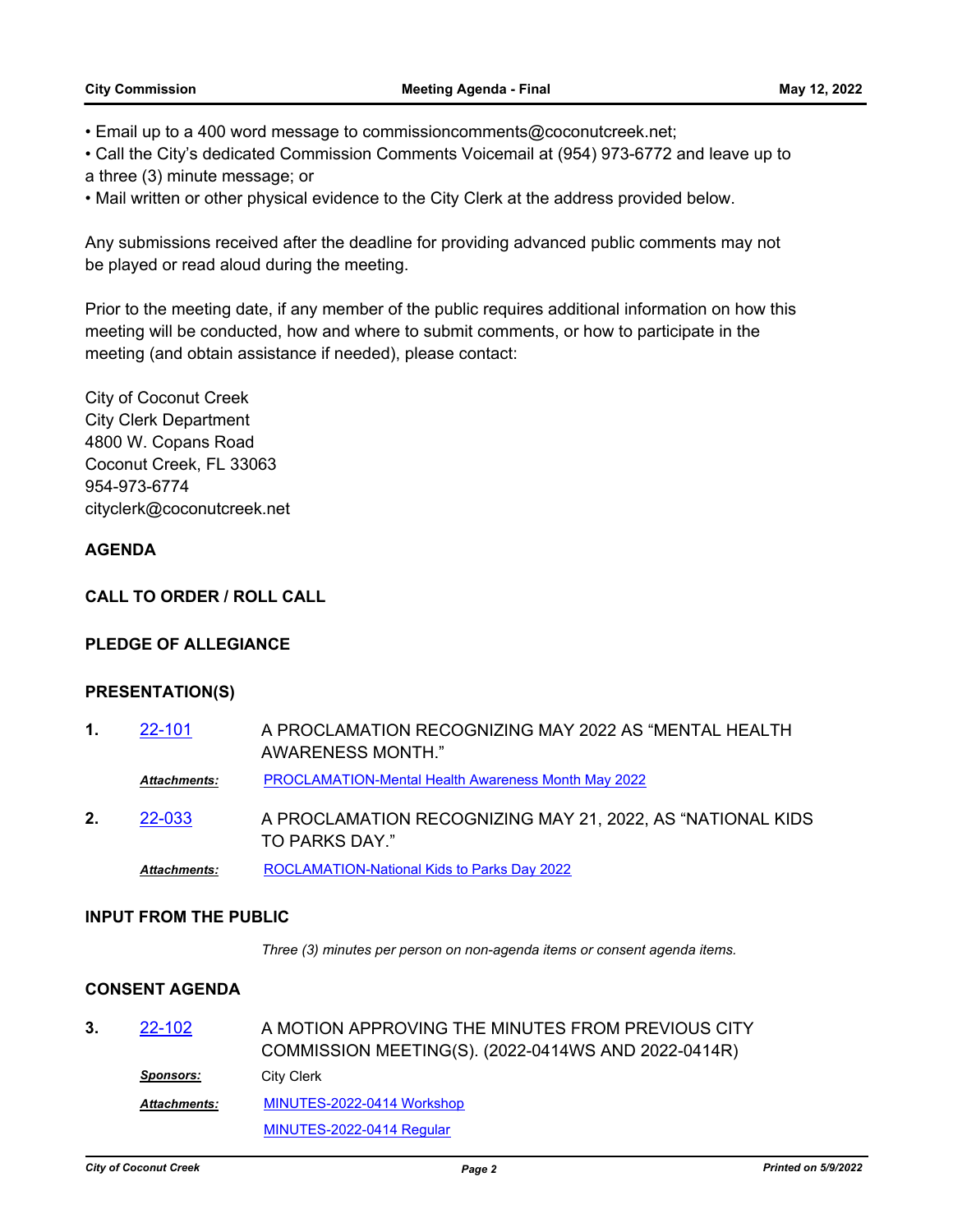- Email up to a 400 word message to commissioncomments@coconutcreek.net;
- Call the City's dedicated Commission Comments Voicemail at (954) 973-6772 and leave up to a three (3) minute message; or
- Mail written or other physical evidence to the City Clerk at the address provided below.

Any submissions received after the deadline for providing advanced public comments may not be played or read aloud during the meeting.

Prior to the meeting date, if any member of the public requires additional information on how this meeting will be conducted, how and where to submit comments, or how to participate in the meeting (and obtain assistance if needed), please contact:

City of Coconut Creek
City Clerk Department
4800 W. Copans Road
Coconut Creek, FL 33063
954-973-6774
cityclerk@coconutcreek.net

## AGENDA

## CALL TO ORDER / ROLL CALL

## PLEDGE OF ALLEGIANCE

## PRESENTATION(S)

**1.** 22-101 — A PROCLAMATION RECOGNIZING MAY 2022 AS "MENTAL HEALTH AWARENESS MONTH."

***Attachments:*** PROCLAMATION-Mental Health Awareness Month May 2022

**2.** 22-033 — A PROCLAMATION RECOGNIZING MAY 21, 2022, AS "NATIONAL KIDS TO PARKS DAY."

***Attachments:*** ROCLAMATION-National Kids to Parks Day 2022

## INPUT FROM THE PUBLIC

*Three (3) minutes per person on non-agenda items or consent agenda items.*

## CONSENT AGENDA

**3.** 22-102 — A MOTION APPROVING THE MINUTES FROM PREVIOUS CITY COMMISSION MEETING(S). (2022-0414WS AND 2022-0414R)

***Sponsors:*** City Clerk

***Attachments:*** MINUTES-2022-0414 Workshop

MINUTES-2022-0414 Regular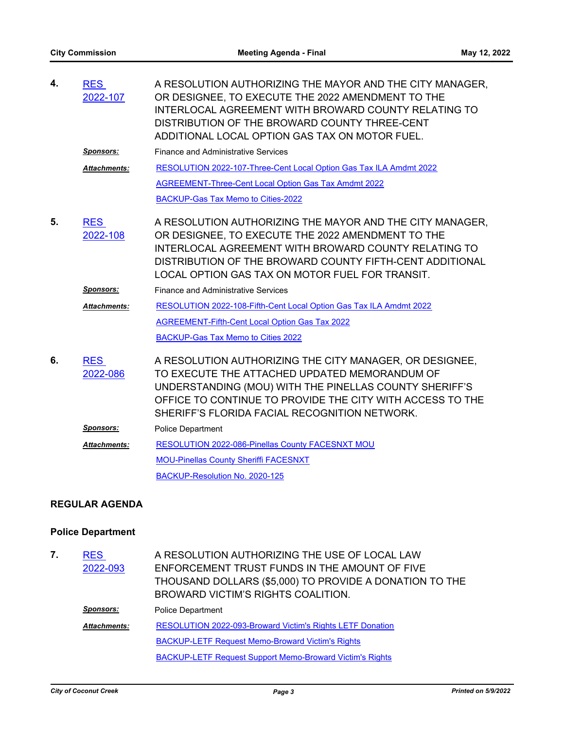**4.** RES 2022-107

A RESOLUTION AUTHORIZING THE MAYOR AND THE CITY MANAGER, OR DESIGNEE, TO EXECUTE THE 2022 AMENDMENT TO THE INTERLOCAL AGREEMENT WITH BROWARD COUNTY RELATING TO DISTRIBUTION OF THE BROWARD COUNTY THREE-CENT ADDITIONAL LOCAL OPTION GAS TAX ON MOTOR FUEL.

***Sponsors:*** Finance and Administrative Services

***Attachments:*** RESOLUTION 2022-107-Three-Cent Local Option Gas Tax ILA Amdmt 2022
AGREEMENT-Three-Cent Local Option Gas Tax Amdmt 2022
BACKUP-Gas Tax Memo to Cities-2022

**5.** RES 2022-108

A RESOLUTION AUTHORIZING THE MAYOR AND THE CITY MANAGER, OR DESIGNEE, TO EXECUTE THE 2022 AMENDMENT TO THE INTERLOCAL AGREEMENT WITH BROWARD COUNTY RELATING TO DISTRIBUTION OF THE BROWARD COUNTY FIFTH-CENT ADDITIONAL LOCAL OPTION GAS TAX ON MOTOR FUEL FOR TRANSIT.

***Sponsors:*** Finance and Administrative Services

***Attachments:*** RESOLUTION 2022-108-Fifth-Cent Local Option Gas Tax ILA Amdmt 2022
AGREEMENT-Fifth-Cent Local Option Gas Tax 2022
BACKUP-Gas Tax Memo to Cities 2022

**6.** RES 2022-086

A RESOLUTION AUTHORIZING THE CITY MANAGER, OR DESIGNEE, TO EXECUTE THE ATTACHED UPDATED MEMORANDUM OF UNDERSTANDING (MOU) WITH THE PINELLAS COUNTY SHERIFF'S OFFICE TO CONTINUE TO PROVIDE THE CITY WITH ACCESS TO THE SHERIFF'S FLORIDA FACIAL RECOGNITION NETWORK.

***Sponsors:*** Police Department

***Attachments:*** RESOLUTION 2022-086-Pinellas County FACESNXT MOU
MOU-Pinellas County Sheriffi FACESNXT
BACKUP-Resolution No. 2020-125

## REGULAR AGENDA

### Police Department

**7.** RES 2022-093

A RESOLUTION AUTHORIZING THE USE OF LOCAL LAW ENFORCEMENT TRUST FUNDS IN THE AMOUNT OF FIVE THOUSAND DOLLARS ($5,000) TO PROVIDE A DONATION TO THE BROWARD VICTIM'S RIGHTS COALITION.

***Sponsors:*** Police Department

***Attachments:*** RESOLUTION 2022-093-Broward Victim's Rights LETF Donation
BACKUP-LETF Request Memo-Broward Victim's Rights
BACKUP-LETF Request Support Memo-Broward Victim's Rights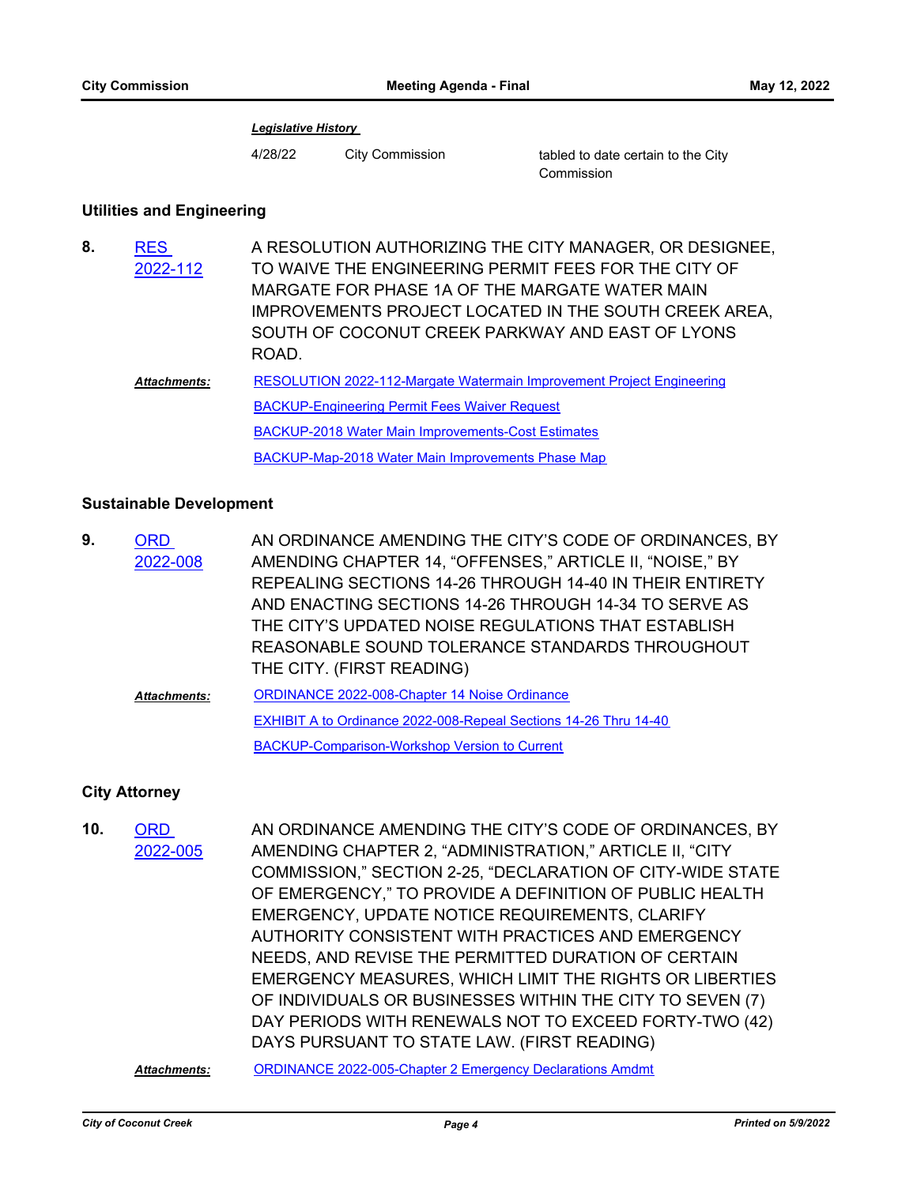***Legislative History***

| | | |
|---|---|---|
| 4/28/22 | City Commission | tabled to date certain to the City Commission |

## Utilities and Engineering

**8.** RES 2022-112 — A RESOLUTION AUTHORIZING THE CITY MANAGER, OR DESIGNEE, TO WAIVE THE ENGINEERING PERMIT FEES FOR THE CITY OF MARGATE FOR PHASE 1A OF THE MARGATE WATER MAIN IMPROVEMENTS PROJECT LOCATED IN THE SOUTH CREEK AREA, SOUTH OF COCONUT CREEK PARKWAY AND EAST OF LYONS ROAD.

***Attachments:***
- RESOLUTION 2022-112-Margate Watermain Improvement Project Engineering
- BACKUP-Engineering Permit Fees Waiver Request
- BACKUP-2018 Water Main Improvements-Cost Estimates
- BACKUP-Map-2018 Water Main Improvements Phase Map

## Sustainable Development

**9.** ORD 2022-008 — AN ORDINANCE AMENDING THE CITY'S CODE OF ORDINANCES, BY AMENDING CHAPTER 14, "OFFENSES," ARTICLE II, "NOISE," BY REPEALING SECTIONS 14-26 THROUGH 14-40 IN THEIR ENTIRETY AND ENACTING SECTIONS 14-26 THROUGH 14-34 TO SERVE AS THE CITY'S UPDATED NOISE REGULATIONS THAT ESTABLISH REASONABLE SOUND TOLERANCE STANDARDS THROUGHOUT THE CITY. (FIRST READING)

***Attachments:***
- ORDINANCE 2022-008-Chapter 14 Noise Ordinance
- EXHIBIT A to Ordinance 2022-008-Repeal Sections 14-26 Thru 14-40
- BACKUP-Comparison-Workshop Version to Current

## City Attorney

**10.** ORD 2022-005 — AN ORDINANCE AMENDING THE CITY'S CODE OF ORDINANCES, BY AMENDING CHAPTER 2, "ADMINISTRATION," ARTICLE II, "CITY COMMISSION," SECTION 2-25, "DECLARATION OF CITY-WIDE STATE OF EMERGENCY," TO PROVIDE A DEFINITION OF PUBLIC HEALTH EMERGENCY, UPDATE NOTICE REQUIREMENTS, CLARIFY AUTHORITY CONSISTENT WITH PRACTICES AND EMERGENCY NEEDS, AND REVISE THE PERMITTED DURATION OF CERTAIN EMERGENCY MEASURES, WHICH LIMIT THE RIGHTS OR LIBERTIES OF INDIVIDUALS OR BUSINESSES WITHIN THE CITY TO SEVEN (7) DAY PERIODS WITH RENEWALS NOT TO EXCEED FORTY-TWO (42) DAYS PURSUANT TO STATE LAW. (FIRST READING)

***Attachments:***
- ORDINANCE 2022-005-Chapter 2 Emergency Declarations Amdmt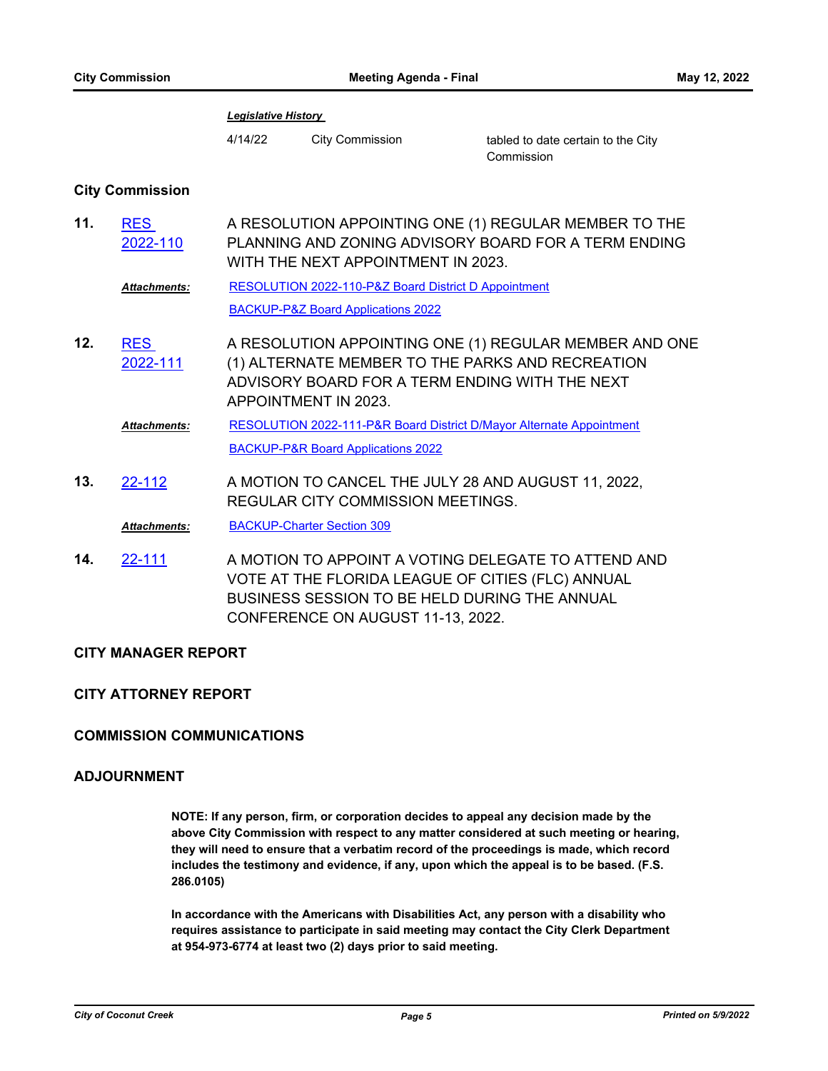***Legislative History***

| | | |
|---|---|---|
| 4/14/22 | City Commission | tabled to date certain to the City Commission |

## City Commission

**11.** RES 2022-110 — A RESOLUTION APPOINTING ONE (1) REGULAR MEMBER TO THE PLANNING AND ZONING ADVISORY BOARD FOR A TERM ENDING WITH THE NEXT APPOINTMENT IN 2023.

***Attachments:*** RESOLUTION 2022-110-P&Z Board District D Appointment
BACKUP-P&Z Board Applications 2022

**12.** RES 2022-111 — A RESOLUTION APPOINTING ONE (1) REGULAR MEMBER AND ONE (1) ALTERNATE MEMBER TO THE PARKS AND RECREATION ADVISORY BOARD FOR A TERM ENDING WITH THE NEXT APPOINTMENT IN 2023.

***Attachments:*** RESOLUTION 2022-111-P&R Board District D/Mayor Alternate Appointment
BACKUP-P&R Board Applications 2022

**13.** 22-112 — A MOTION TO CANCEL THE JULY 28 AND AUGUST 11, 2022, REGULAR CITY COMMISSION MEETINGS.

***Attachments:*** BACKUP-Charter Section 309

**14.** 22-111 — A MOTION TO APPOINT A VOTING DELEGATE TO ATTEND AND VOTE AT THE FLORIDA LEAGUE OF CITIES (FLC) ANNUAL BUSINESS SESSION TO BE HELD DURING THE ANNUAL CONFERENCE ON AUGUST 11-13, 2022.

## CITY MANAGER REPORT

## CITY ATTORNEY REPORT

## COMMISSION COMMUNICATIONS

## ADJOURNMENT

**NOTE: If any person, firm, or corporation decides to appeal any decision made by the above City Commission with respect to any matter considered at such meeting or hearing, they will need to ensure that a verbatim record of the proceedings is made, which record includes the testimony and evidence, if any, upon which the appeal is to be based. (F.S. 286.0105)**

**In accordance with the Americans with Disabilities Act, any person with a disability who requires assistance to participate in said meeting may contact the City Clerk Department at 954-973-6774 at least two (2) days prior to said meeting.**